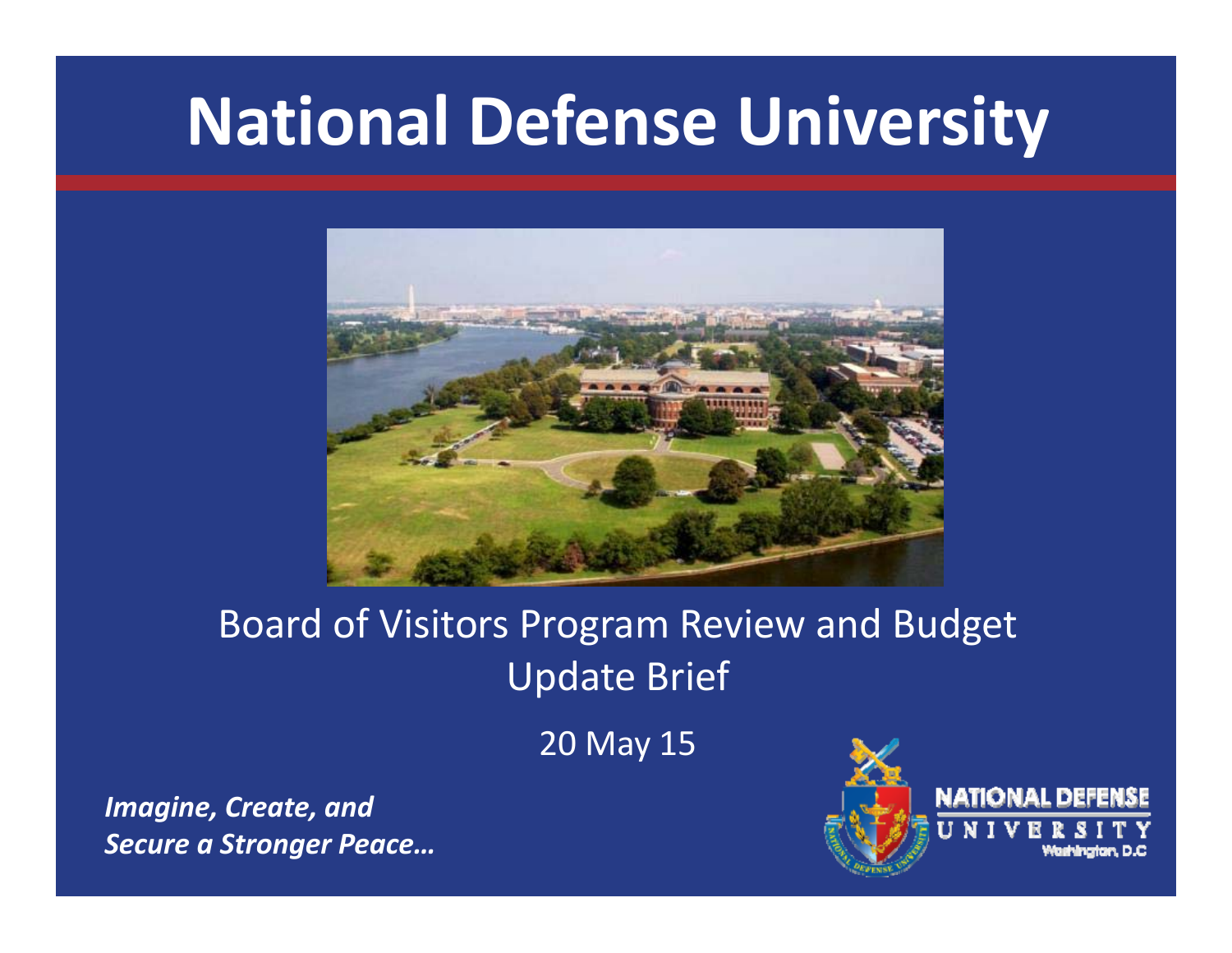# National Defense University

Board of Visitors Program Review and Budget Update Brief

20 May 15

***Imagine, Create, and Secure a Stronger Peace…***

NATIONAL DEFENSE UNIVERSITY
Washington, D.C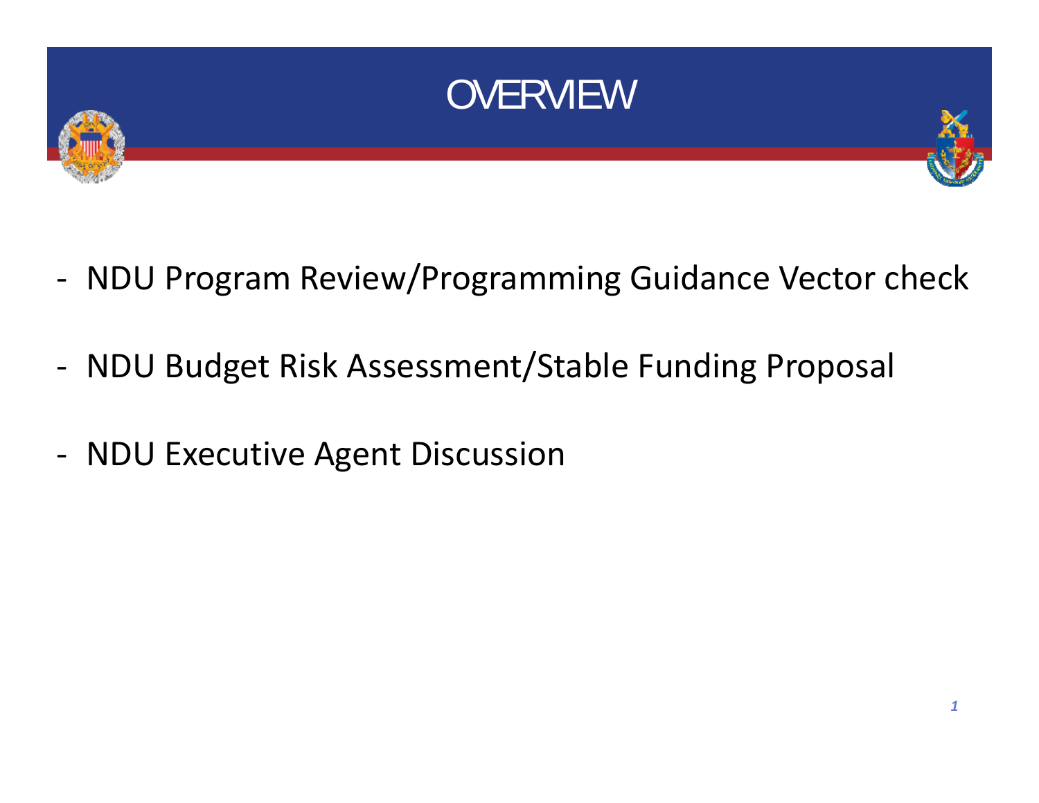# OVERVIEW

- NDU Program Review/Programming Guidance Vector check

- NDU Budget Risk Assessment/Stable Funding Proposal

- NDU Executive Agent Discussion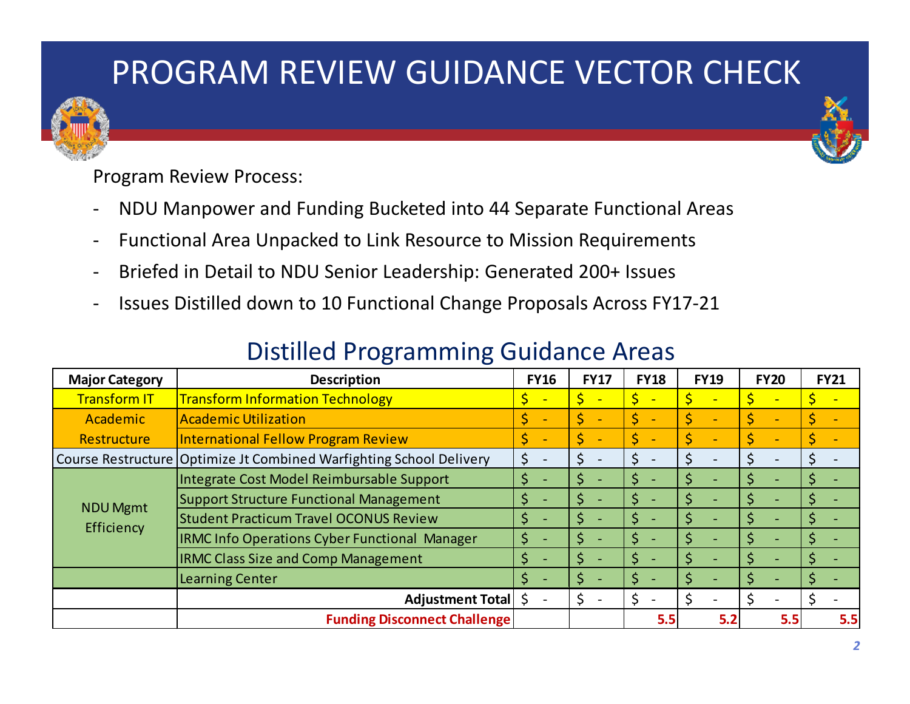# PROGRAM REVIEW GUIDANCE VECTOR CHECK

Program Review Process:

- NDU Manpower and Funding Bucketed into 44 Separate Functional Areas
- Functional Area Unpacked to Link Resource to Mission Requirements
- Briefed in Detail to NDU Senior Leadership: Generated 200+ Issues
- Issues Distilled down to 10 Functional Change Proposals Across FY17-21

## Distilled Programming Guidance Areas

| Major Category | Description | FY16 | FY17 | FY18 | FY19 | FY20 | FY21 |
|---|---|---|---|---|---|---|---|
| Transform IT | Transform Information Technology | $ - | $ - | $ - | $ - | $ - | $ - |
| Academic Restructure | Academic Utilization | $ - | $ - | $ - | $ - | $ - | $ - |
| | International Fellow Program Review | $ - | $ - | $ - | $ - | $ - | $ - |
| Course Restructure | Optimize Jt Combined Warfighting School Delivery | $ - | $ - | $ - | $ - | $ - | $ - |
| NDU Mgmt Efficiency | Integrate Cost Model Reimbursable Support | $ - | $ - | $ - | $ - | $ - | $ - |
| | Support Structure Functional Management | $ - | $ - | $ - | $ - | $ - | $ - |
| | Student Practicum Travel OCONUS Review | $ - | $ - | $ - | $ - | $ - | $ - |
| | IRMC Info Operations Cyber Functional Manager | $ - | $ - | $ - | $ - | $ - | $ - |
| | IRMC Class Size and Comp Management | $ - | $ - | $ - | $ - | $ - | $ - |
| | Learning Center | $ - | $ - | $ - | $ - | $ - | $ - |
| | **Adjustment Total** | $ - | $ - | $ - | $ - | $ - | $ - |
| | **Funding Disconnect Challenge** | | | **5.5** | **5.2** | **5.5** | **5.5** |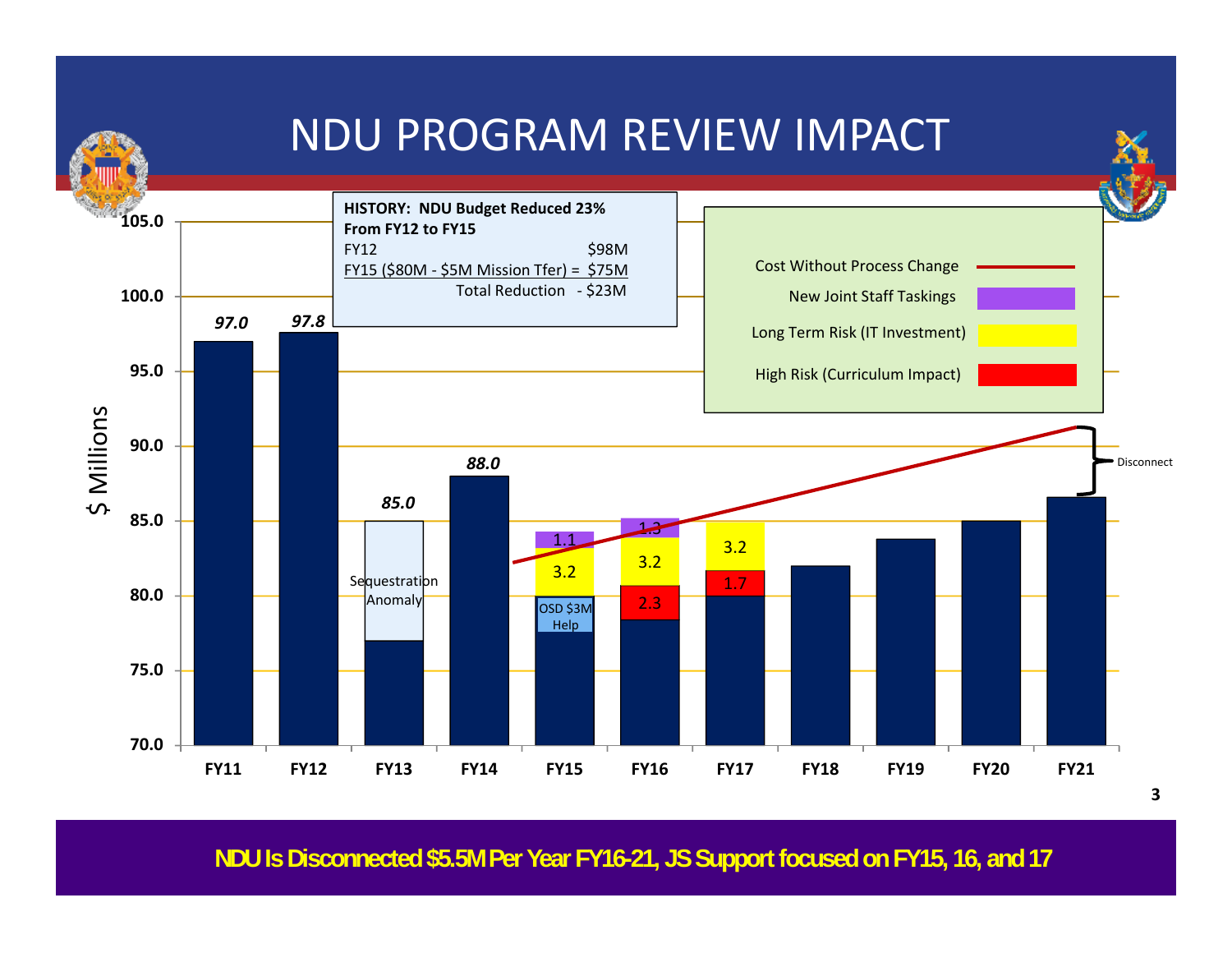# NDU PROGRAM REVIEW IMPACT

**HISTORY: NDU Budget Reduced 23% From FY12 to FY15**

| | |
|---|---|
| FY12 | $98M |
| FY15 ($80M - $5M Mission Tfer) = | $75M |
| Total Reduction | - $23M |

Legend:
- Cost Without Process Change
- New Joint Staff Taskings
- Long Term Risk (IT Investment)
- High Risk (Curriculum Impact)

| Fiscal Year | Base ($M) | High Risk (Curriculum Impact) | Long Term Risk (IT Investment) | New Joint Staff Taskings | Notes |
|---|---|---|---|---|---|
| FY11 | 97.0 | | | | |
| FY12 | 97.8 | | | | |
| FY13 | 85.0 | | | | Sequestration Anomaly |
| FY14 | 88.0 | | | | |
| FY15 | | | 3.2 | 1.1 | OSD $3M Help |
| FY16 | | 2.3 | 3.2 | 1.3 | |
| FY17 | | 1.7 | 3.2 | | |
| FY18 | | | | | |
| FY19 | | | | | |
| FY20 | | | | | |
| FY21 | | | | | Disconnect |

$ Millions

**NDU Is Disconnected $5.5M Per Year FY16-21, JS Support focused on FY15, 16, and 17**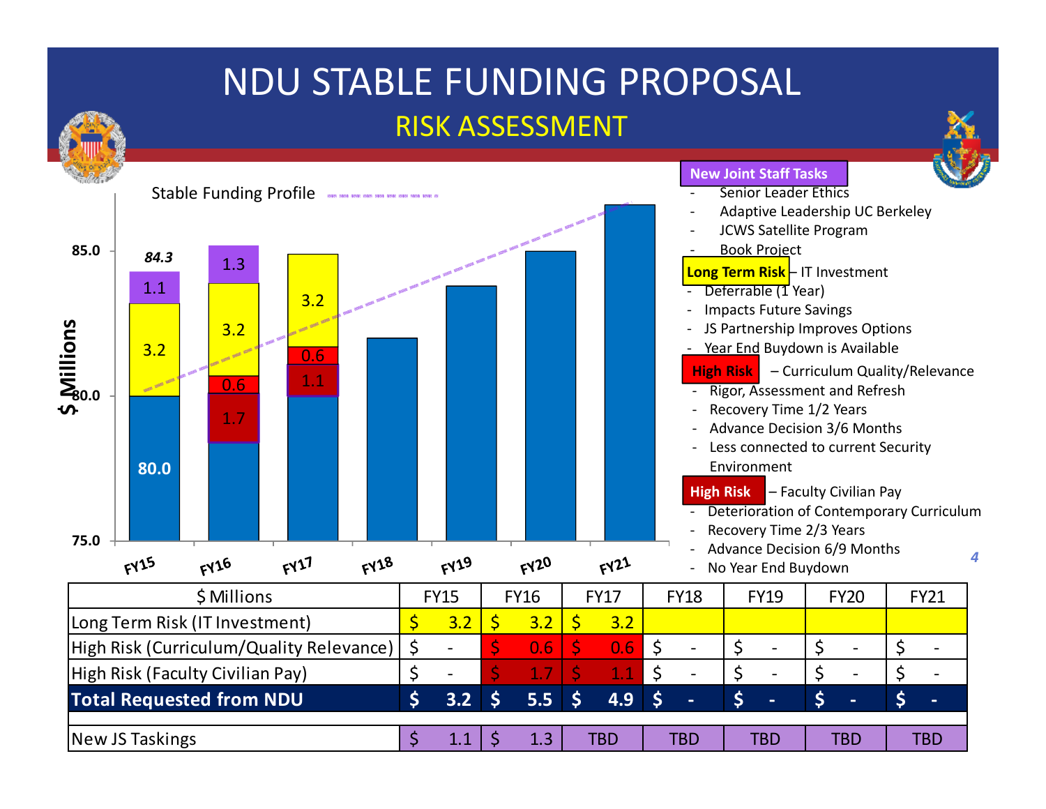# NDU STABLE FUNDING PROPOSAL

## RISK ASSESSMENT

Stable Funding Profile

$ Millions

| | FY15 | FY16 | FY17 | FY18 | FY19 | FY20 | FY21 |
|---|---|---|---|---|---|---|---|
| New Joint Staff Tasks | 1.1 | 1.3 | | | | | |
| Long Term Risk | 3.2 | 3.2 | 3.2 | | | | |
| High Risk (Curriculum) | | 0.6 | 0.6 | | | | |
| High Risk (Faculty Civilian Pay) | | 1.7 | 1.1 | | | | |
| Base | 80.0 | | | | | | |
| Total | 84.3 | | | | | | |

**New Joint Staff Tasks**

- Senior Leader Ethics
- Adaptive Leadership UC Berkeley
- JCWS Satellite Program
- Book Project

**Long Term Risk** – IT Investment

- Deferrable (1 Year)
- Impacts Future Savings
- JS Partnership Improves Options
- Year End Buydown is Available

**High Risk** – Curriculum Quality/Relevance

- Rigor, Assessment and Refresh
- Recovery Time 1/2 Years
- Advance Decision 3/6 Months
- Less connected to current Security Environment

**High Risk** – Faculty Civilian Pay

- Deterioration of Contemporary Curriculum
- Recovery Time 2/3 Years
- Advance Decision 6/9 Months
- No Year End Buydown

| $ Millions | FY15 | FY16 | FY17 | FY18 | FY19 | FY20 | FY21 |
|---|---|---|---|---|---|---|---|
| Long Term Risk (IT Investment) | $ 3.2 | $ 3.2 | $ 3.2 | | | | |
| High Risk (Curriculum/Quality Relevance) | $ - | $ 0.6 | $ 0.6 | $ - | $ - | $ - | $ - |
| High Risk (Faculty Civilian Pay) | $ - | $ 1.7 | $ 1.1 | $ - | $ - | $ - | $ - |
| **Total Requested from NDU** | **$ 3.2** | **$ 5.5** | **$ 4.9** | **$ -** | **$ -** | **$ -** | **$ -** |
| | | | | | | | |
| New JS Taskings | $ 1.1 | $ 1.3 | TBD | TBD | TBD | TBD | TBD |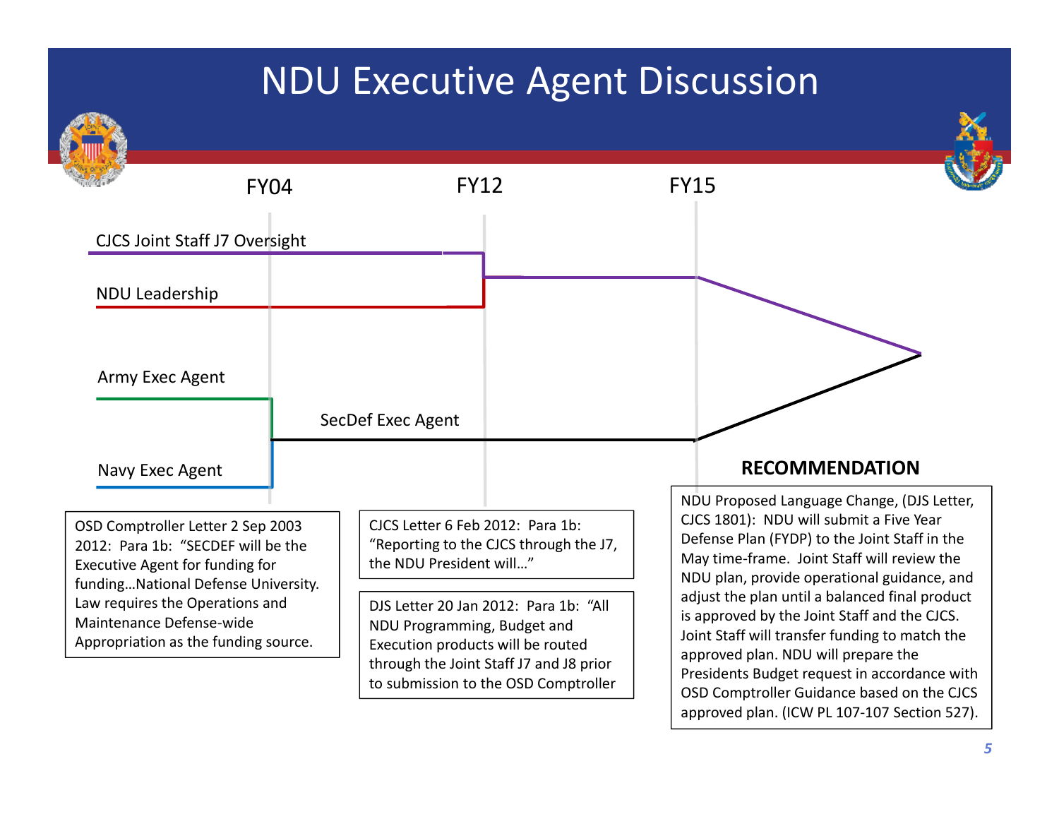# NDU Executive Agent Discussion

FY04 FY12 FY15

CJCS Joint Staff J7 Oversight

NDU Leadership

Army Exec Agent

SecDef Exec Agent

Navy Exec Agent

OSD Comptroller Letter 2 Sep 2003 2012: Para 1b: "SECDEF will be the Executive Agent for funding for funding…National Defense University. Law requires the Operations and Maintenance Defense-wide Appropriation as the funding source.

CJCS Letter 6 Feb 2012: Para 1b: "Reporting to the CJCS through the J7, the NDU President will…"

DJS Letter 20 Jan 2012: Para 1b: "All NDU Programming, Budget and Execution products will be routed through the Joint Staff J7 and J8 prior to submission to the OSD Comptroller

**RECOMMENDATION**

NDU Proposed Language Change, (DJS Letter, CJCS 1801): NDU will submit a Five Year Defense Plan (FYDP) to the Joint Staff in the May time-frame. Joint Staff will review the NDU plan, provide operational guidance, and adjust the plan until a balanced final product is approved by the Joint Staff and the CJCS. Joint Staff will transfer funding to match the approved plan. NDU will prepare the Presidents Budget request in accordance with OSD Comptroller Guidance based on the CJCS approved plan. (ICW PL 107-107 Section 527).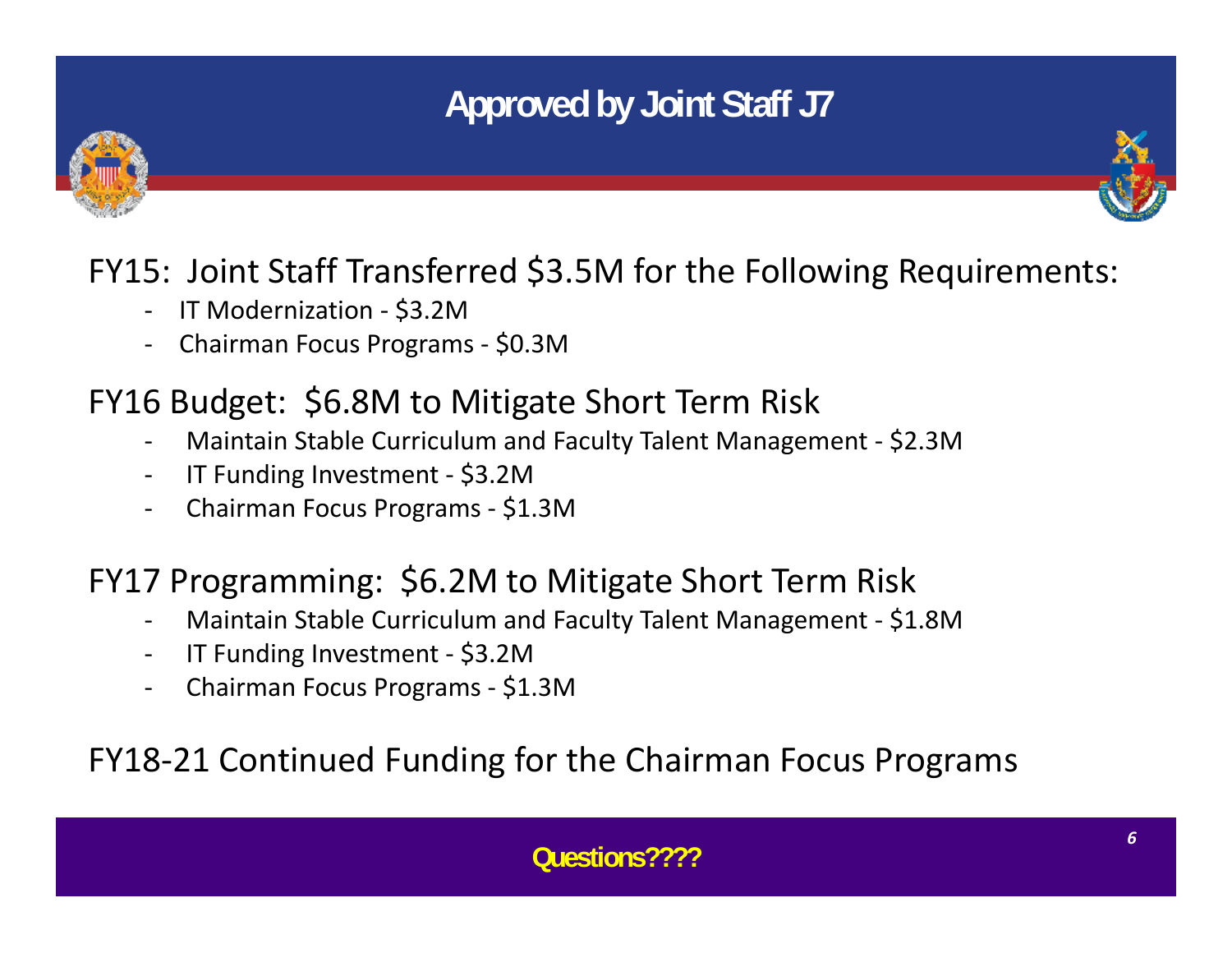# Approved by Joint Staff J7

FY15: Joint Staff Transferred $3.5M for the Following Requirements:

- IT Modernization - $3.2M
- Chairman Focus Programs - $0.3M

FY16 Budget: $6.8M to Mitigate Short Term Risk

- Maintain Stable Curriculum and Faculty Talent Management - $2.3M
- IT Funding Investment - $3.2M
- Chairman Focus Programs - $1.3M

FY17 Programming: $6.2M to Mitigate Short Term Risk

- Maintain Stable Curriculum and Faculty Talent Management - $1.8M
- IT Funding Investment - $3.2M
- Chairman Focus Programs - $1.3M

FY18-21 Continued Funding for the Chairman Focus Programs

**Questions????**